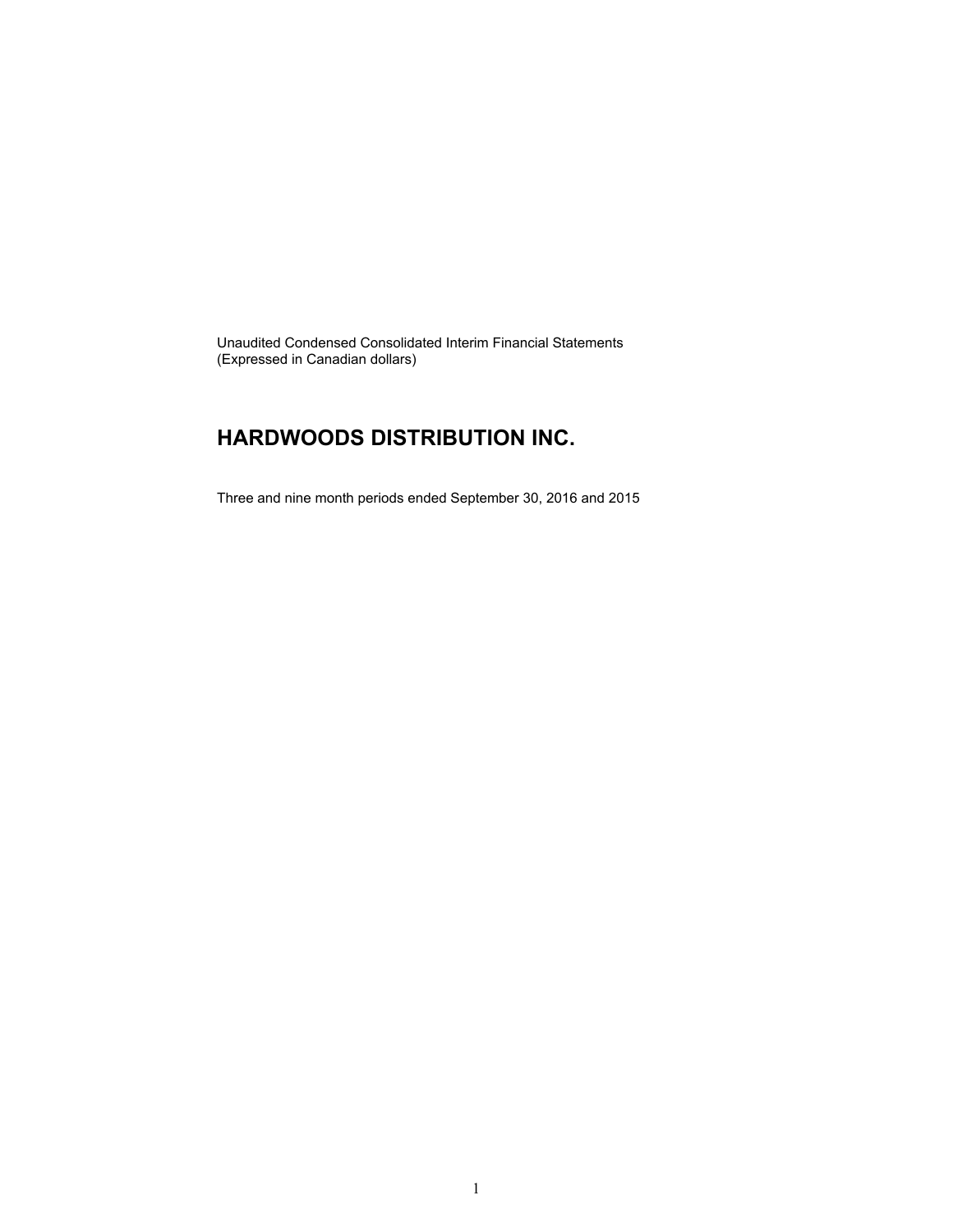Unaudited Condensed Consolidated Interim Financial Statements
(Expressed in Canadian dollars)

# HARDWOODS DISTRIBUTION INC.

Three and nine month periods ended September 30, 2016 and 2015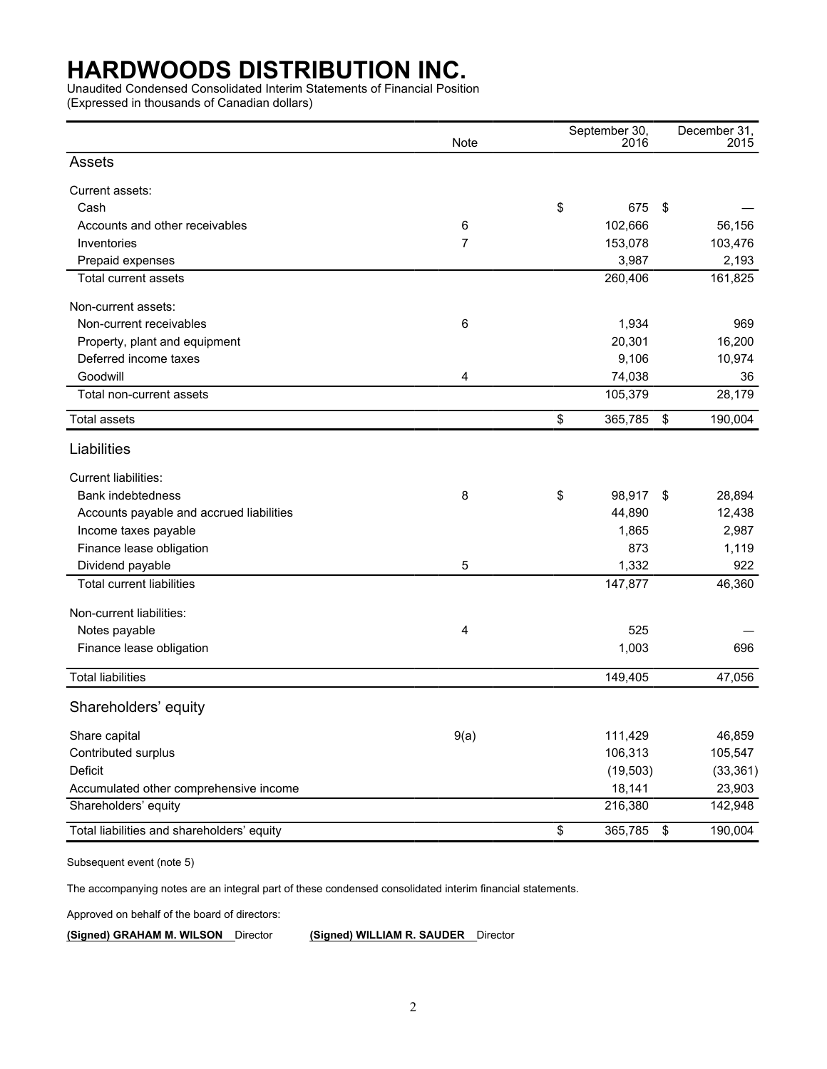# HARDWOODS DISTRIBUTION INC.

Unaudited Condensed Consolidated Interim Statements of Financial Position
(Expressed in thousands of Canadian dollars)

| | Note | September 30, 2016 | December 31, 2015 |
|---|---|---|---|
| **Assets** | | | |
| Current assets: | | | |
| Cash | | $ 675 | $ — |
| Accounts and other receivables | 6 | 102,666 | 56,156 |
| Inventories | 7 | 153,078 | 103,476 |
| Prepaid expenses | | 3,987 | 2,193 |
| Total current assets | | 260,406 | 161,825 |
| Non-current assets: | | | |
| Non-current receivables | 6 | 1,934 | 969 |
| Property, plant and equipment | | 20,301 | 16,200 |
| Deferred income taxes | | 9,106 | 10,974 |
| Goodwill | 4 | 74,038 | 36 |
| Total non-current assets | | 105,379 | 28,179 |
| Total assets | | $ 365,785 | $ 190,004 |
| **Liabilities** | | | |
| Current liabilities: | | | |
| Bank indebtedness | 8 | $ 98,917 | $ 28,894 |
| Accounts payable and accrued liabilities | | 44,890 | 12,438 |
| Income taxes payable | | 1,865 | 2,987 |
| Finance lease obligation | | 873 | 1,119 |
| Dividend payable | 5 | 1,332 | 922 |
| Total current liabilities | | 147,877 | 46,360 |
| Non-current liabilities: | | | |
| Notes payable | 4 | 525 | — |
| Finance lease obligation | | 1,003 | 696 |
| Total liabilities | | 149,405 | 47,056 |
| **Shareholders' equity** | | | |
| Share capital | 9(a) | 111,429 | 46,859 |
| Contributed surplus | | 106,313 | 105,547 |
| Deficit | | (19,503) | (33,361) |
| Accumulated other comprehensive income | | 18,141 | 23,903 |
| Shareholders' equity | | 216,380 | 142,948 |
| Total liabilities and shareholders' equity | | $ 365,785 | $ 190,004 |

Subsequent event (note 5)

The accompanying notes are an integral part of these condensed consolidated interim financial statements.

Approved on behalf of the board of directors:

**(Signed) GRAHAM M. WILSON** Director **(Signed) WILLIAM R. SAUDER** Director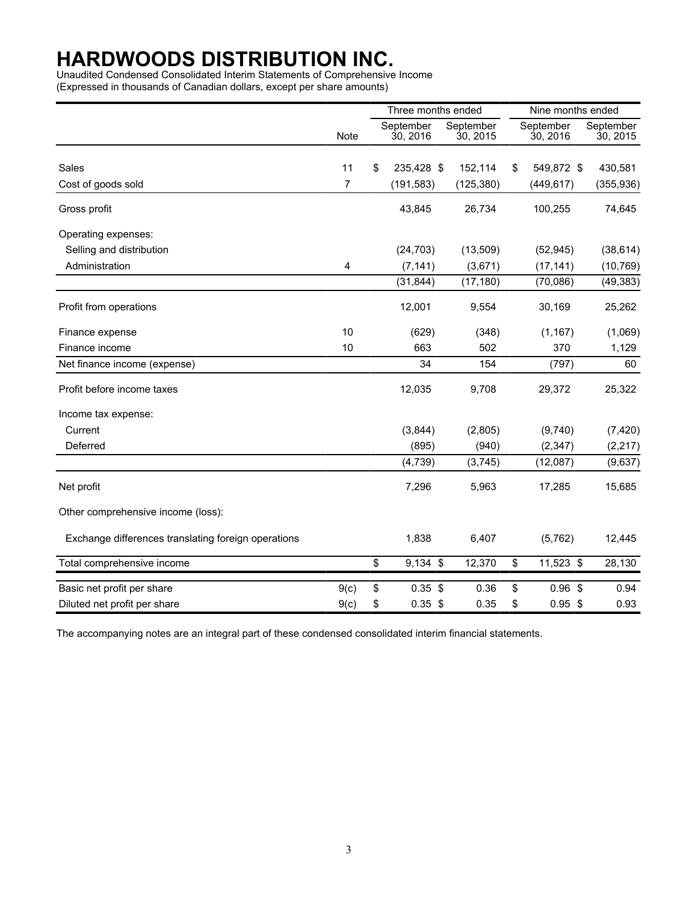# HARDWOODS DISTRIBUTION INC.

Unaudited Condensed Consolidated Interim Statements of Comprehensive Income
(Expressed in thousands of Canadian dollars, except per share amounts)

| | Note | Three months ended | | Nine months ended | |
|---|---|---|---|---|---|
| | | September 30, 2016 | September 30, 2015 | September 30, 2016 | September 30, 2015 |
| Sales | 11 | $ 235,428 | $ 152,114 | $ 549,872 | $ 430,581 |
| Cost of goods sold | 7 | (191,583) | (125,380) | (449,617) | (355,936) |
| Gross profit | | 43,845 | 26,734 | 100,255 | 74,645 |
| Operating expenses: | | | | | |
| Selling and distribution | | (24,703) | (13,509) | (52,945) | (38,614) |
| Administration | 4 | (7,141) | (3,671) | (17,141) | (10,769) |
| | | (31,844) | (17,180) | (70,086) | (49,383) |
| Profit from operations | | 12,001 | 9,554 | 30,169 | 25,262 |
| Finance expense | 10 | (629) | (348) | (1,167) | (1,069) |
| Finance income | 10 | 663 | 502 | 370 | 1,129 |
| Net finance income (expense) | | 34 | 154 | (797) | 60 |
| Profit before income taxes | | 12,035 | 9,708 | 29,372 | 25,322 |
| Income tax expense: | | | | | |
| Current | | (3,844) | (2,805) | (9,740) | (7,420) |
| Deferred | | (895) | (940) | (2,347) | (2,217) |
| | | (4,739) | (3,745) | (12,087) | (9,637) |
| Net profit | | 7,296 | 5,963 | 17,285 | 15,685 |
| Other comprehensive income (loss): | | | | | |
| Exchange differences translating foreign operations | | 1,838 | 6,407 | (5,762) | 12,445 |
| Total comprehensive income | | $ 9,134 | $ 12,370 | $ 11,523 | $ 28,130 |
| Basic net profit per share | 9(c) | $ 0.35 | $ 0.36 | $ 0.96 | $ 0.94 |
| Diluted net profit per share | 9(c) | $ 0.35 | $ 0.35 | $ 0.95 | $ 0.93 |

The accompanying notes are an integral part of these condensed consolidated interim financial statements.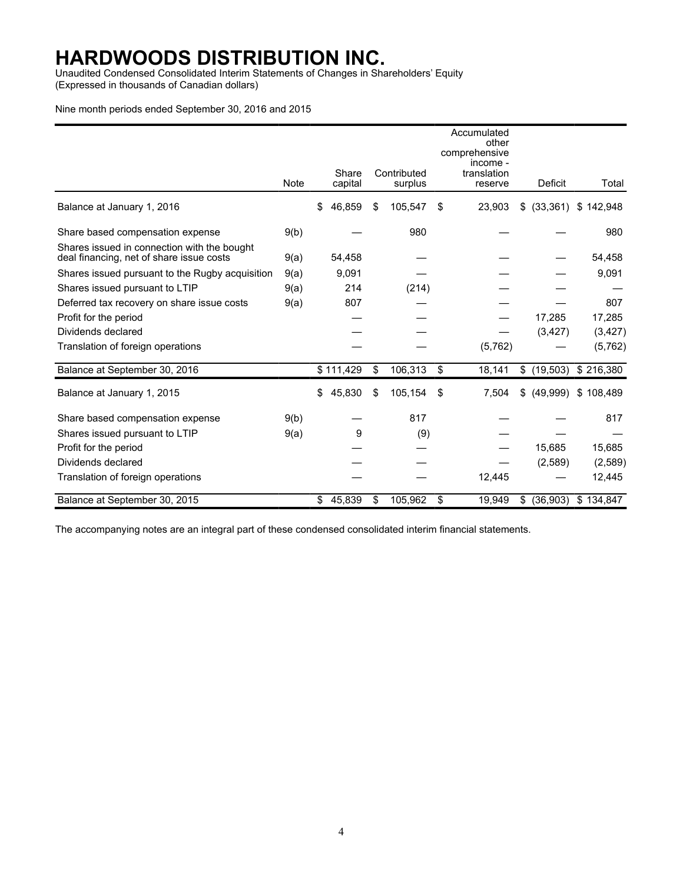# HARDWOODS DISTRIBUTION INC.

Unaudited Condensed Consolidated Interim Statements of Changes in Shareholders' Equity
(Expressed in thousands of Canadian dollars)

Nine month periods ended September 30, 2016 and 2015

| | Note | Share capital | Contributed surplus | Accumulated other comprehensive income - translation reserve | Deficit | Total |
|---|---|---|---|---|---|---|
| Balance at January 1, 2016 | | $ 46,859 | $ 105,547 | $ 23,903 | $ (33,361) | $ 142,948 |
| Share based compensation expense | 9(b) | — | 980 | — | — | 980 |
| Shares issued in connection with the bought deal financing, net of share issue costs | 9(a) | 54,458 | — | — | — | 54,458 |
| Shares issued pursuant to the Rugby acquisition | 9(a) | 9,091 | — | — | — | 9,091 |
| Shares issued pursuant to LTIP | 9(a) | 214 | (214) | — | — | — |
| Deferred tax recovery on share issue costs | 9(a) | 807 | — | — | — | 807 |
| Profit for the period | | — | — | — | 17,285 | 17,285 |
| Dividends declared | | — | — | — | (3,427) | (3,427) |
| Translation of foreign operations | | — | — | (5,762) | — | (5,762) |
| Balance at September 30, 2016 | | $ 111,429 | $ 106,313 | $ 18,141 | $ (19,503) | $ 216,380 |
| Balance at January 1, 2015 | | $ 45,830 | $ 105,154 | $ 7,504 | $ (49,999) | $ 108,489 |
| Share based compensation expense | 9(b) | — | 817 | — | — | 817 |
| Shares issued pursuant to LTIP | 9(a) | 9 | (9) | — | — | — |
| Profit for the period | | — | — | — | 15,685 | 15,685 |
| Dividends declared | | — | — | — | (2,589) | (2,589) |
| Translation of foreign operations | | — | — | 12,445 | — | 12,445 |
| Balance at September 30, 2015 | | $ 45,839 | $ 105,962 | $ 19,949 | $ (36,903) | $ 134,847 |

The accompanying notes are an integral part of these condensed consolidated interim financial statements.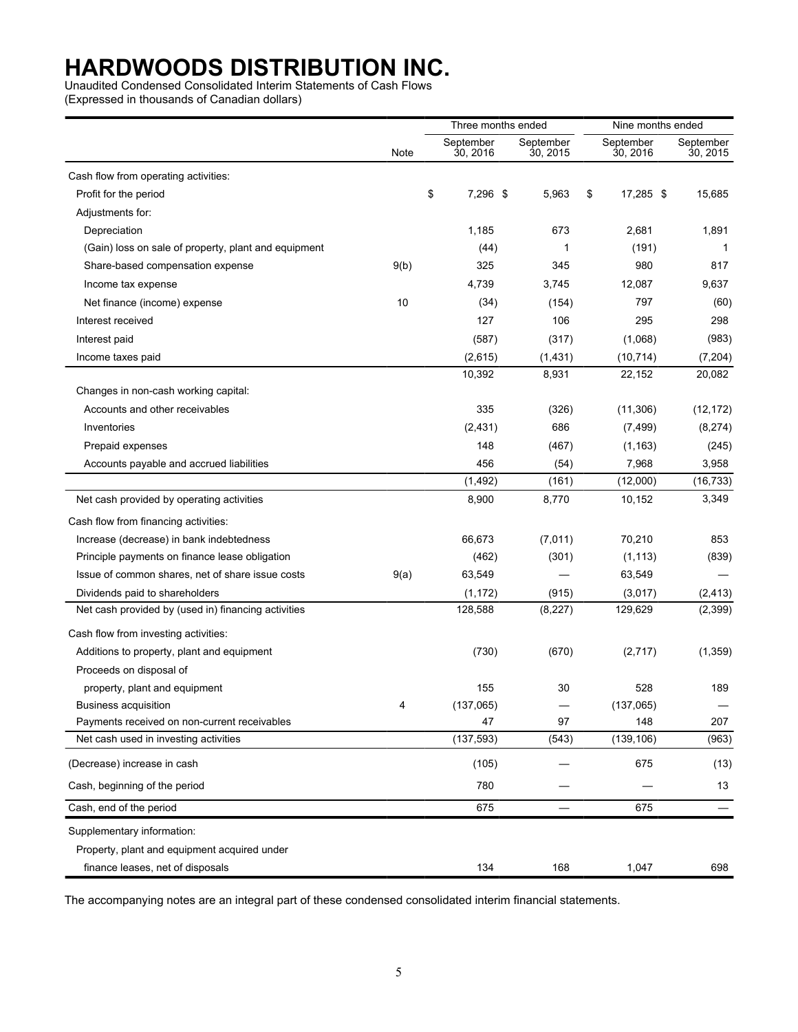# HARDWOODS DISTRIBUTION INC.

Unaudited Condensed Consolidated Interim Statements of Cash Flows
(Expressed in thousands of Canadian dollars)

| | Note | Three months ended September 30, 2016 | Three months ended September 30, 2015 | Nine months ended September 30, 2016 | Nine months ended September 30, 2015 |
|---|---|---|---|---|---|
| Cash flow from operating activities: | | | | | |
| Profit for the period | | $ 7,296 | $ 5,963 | $ 17,285 | $ 15,685 |
| Adjustments for: | | | | | |
| Depreciation | | 1,185 | 673 | 2,681 | 1,891 |
| (Gain) loss on sale of property, plant and equipment | | (44) | 1 | (191) | 1 |
| Share-based compensation expense | 9(b) | 325 | 345 | 980 | 817 |
| Income tax expense | | 4,739 | 3,745 | 12,087 | 9,637 |
| Net finance (income) expense | 10 | (34) | (154) | 797 | (60) |
| Interest received | | 127 | 106 | 295 | 298 |
| Interest paid | | (587) | (317) | (1,068) | (983) |
| Income taxes paid | | (2,615) | (1,431) | (10,714) | (7,204) |
| | | 10,392 | 8,931 | 22,152 | 20,082 |
| Changes in non-cash working capital: | | | | | |
| Accounts and other receivables | | 335 | (326) | (11,306) | (12,172) |
| Inventories | | (2,431) | 686 | (7,499) | (8,274) |
| Prepaid expenses | | 148 | (467) | (1,163) | (245) |
| Accounts payable and accrued liabilities | | 456 | (54) | 7,968 | 3,958 |
| | | (1,492) | (161) | (12,000) | (16,733) |
| Net cash provided by operating activities | | 8,900 | 8,770 | 10,152 | 3,349 |
| Cash flow from financing activities: | | | | | |
| Increase (decrease) in bank indebtedness | | 66,673 | (7,011) | 70,210 | 853 |
| Principle payments on finance lease obligation | | (462) | (301) | (1,113) | (839) |
| Issue of common shares, net of share issue costs | 9(a) | 63,549 | — | 63,549 | — |
| Dividends paid to shareholders | | (1,172) | (915) | (3,017) | (2,413) |
| Net cash provided by (used in) financing activities | | 128,588 | (8,227) | 129,629 | (2,399) |
| Cash flow from investing activities: | | | | | |
| Additions to property, plant and equipment | | (730) | (670) | (2,717) | (1,359) |
| Proceeds on disposal of property, plant and equipment | | 155 | 30 | 528 | 189 |
| Business acquisition | 4 | (137,065) | — | (137,065) | — |
| Payments received on non-current receivables | | 47 | 97 | 148 | 207 |
| Net cash used in investing activities | | (137,593) | (543) | (139,106) | (963) |
| (Decrease) increase in cash | | (105) | — | 675 | (13) |
| Cash, beginning of the period | | 780 | — | — | 13 |
| Cash, end of the period | | 675 | — | 675 | — |
| Supplementary information: | | | | | |
| Property, plant and equipment acquired under finance leases, net of disposals | | 134 | 168 | 1,047 | 698 |

The accompanying notes are an integral part of these condensed consolidated interim financial statements.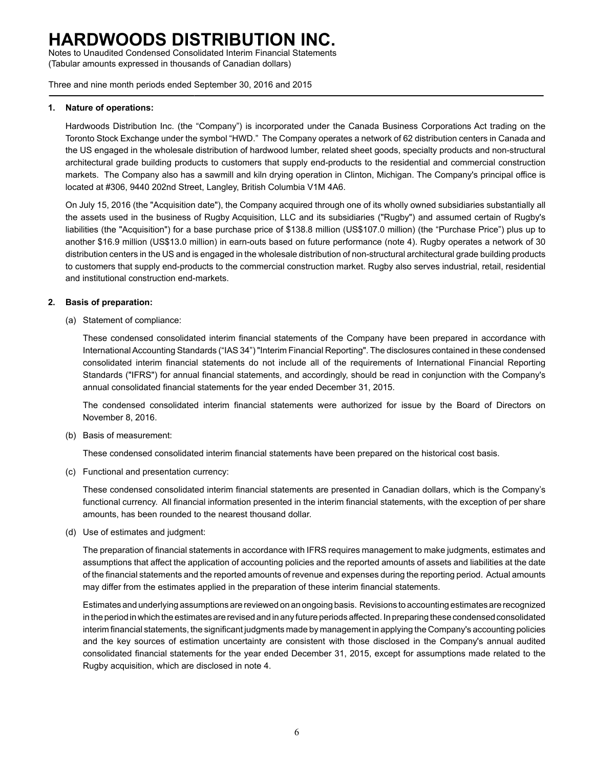# HARDWOODS DISTRIBUTION INC.

Notes to Unaudited Condensed Consolidated Interim Financial Statements
(Tabular amounts expressed in thousands of Canadian dollars)

Three and nine month periods ended September 30, 2016 and 2015

## 1. Nature of operations:

Hardwoods Distribution Inc. (the "Company") is incorporated under the Canada Business Corporations Act trading on the Toronto Stock Exchange under the symbol "HWD." The Company operates a network of 62 distribution centers in Canada and the US engaged in the wholesale distribution of hardwood lumber, related sheet goods, specialty products and non-structural architectural grade building products to customers that supply end-products to the residential and commercial construction markets. The Company also has a sawmill and kiln drying operation in Clinton, Michigan. The Company's principal office is located at #306, 9440 202nd Street, Langley, British Columbia V1M 4A6.

On July 15, 2016 (the "Acquisition date"), the Company acquired through one of its wholly owned subsidiaries substantially all the assets used in the business of Rugby Acquisition, LLC and its subsidiaries ("Rugby") and assumed certain of Rugby's liabilities (the "Acquisition") for a base purchase price of $138.8 million (US$107.0 million) (the "Purchase Price") plus up to another $16.9 million (US$13.0 million) in earn-outs based on future performance (note 4). Rugby operates a network of 30 distribution centers in the US and is engaged in the wholesale distribution of non-structural architectural grade building products to customers that supply end-products to the commercial construction market. Rugby also serves industrial, retail, residential and institutional construction end-markets.

## 2. Basis of preparation:

(a) Statement of compliance:

These condensed consolidated interim financial statements of the Company have been prepared in accordance with International Accounting Standards ("IAS 34") "Interim Financial Reporting". The disclosures contained in these condensed consolidated interim financial statements do not include all of the requirements of International Financial Reporting Standards ("IFRS") for annual financial statements, and accordingly, should be read in conjunction with the Company's annual consolidated financial statements for the year ended December 31, 2015.

The condensed consolidated interim financial statements were authorized for issue by the Board of Directors on November 8, 2016.

(b) Basis of measurement:

These condensed consolidated interim financial statements have been prepared on the historical cost basis.

(c) Functional and presentation currency:

These condensed consolidated interim financial statements are presented in Canadian dollars, which is the Company's functional currency. All financial information presented in the interim financial statements, with the exception of per share amounts, has been rounded to the nearest thousand dollar.

(d) Use of estimates and judgment:

The preparation of financial statements in accordance with IFRS requires management to make judgments, estimates and assumptions that affect the application of accounting policies and the reported amounts of assets and liabilities at the date of the financial statements and the reported amounts of revenue and expenses during the reporting period. Actual amounts may differ from the estimates applied in the preparation of these interim financial statements.

Estimates and underlying assumptions are reviewed on an ongoing basis. Revisions to accounting estimates are recognized in the period in which the estimates are revised and in any future periods affected. In preparing these condensed consolidated interim financial statements, the significant judgments made by management in applying the Company's accounting policies and the key sources of estimation uncertainty are consistent with those disclosed in the Company's annual audited consolidated financial statements for the year ended December 31, 2015, except for assumptions made related to the Rugby acquisition, which are disclosed in note 4.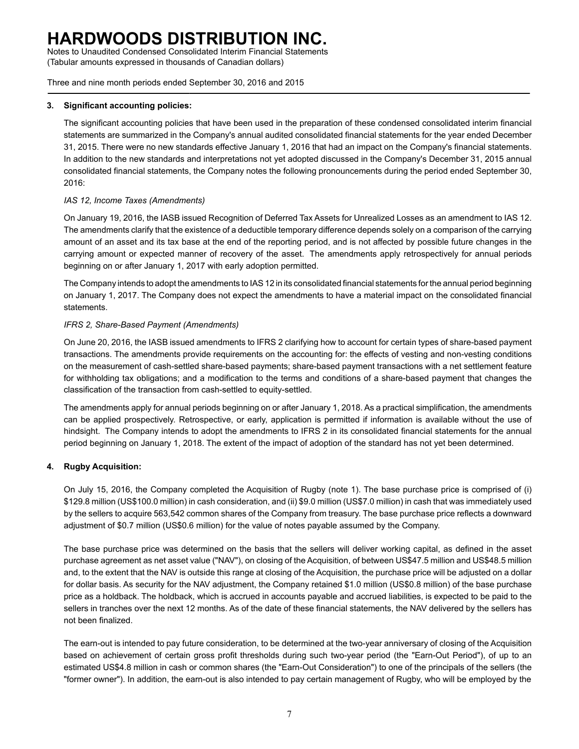### 3. Significant accounting policies:

The significant accounting policies that have been used in the preparation of these condensed consolidated interim financial statements are summarized in the Company's annual audited consolidated financial statements for the year ended December 31, 2015. There were no new standards effective January 1, 2016 that had an impact on the Company's financial statements. In addition to the new standards and interpretations not yet adopted discussed in the Company's December 31, 2015 annual consolidated financial statements, the Company notes the following pronouncements during the period ended September 30, 2016:

*IAS 12, Income Taxes (Amendments)*

On January 19, 2016, the IASB issued Recognition of Deferred Tax Assets for Unrealized Losses as an amendment to IAS 12. The amendments clarify that the existence of a deductible temporary difference depends solely on a comparison of the carrying amount of an asset and its tax base at the end of the reporting period, and is not affected by possible future changes in the carrying amount or expected manner of recovery of the asset. The amendments apply retrospectively for annual periods beginning on or after January 1, 2017 with early adoption permitted.

The Company intends to adopt the amendments to IAS 12 in its consolidated financial statements for the annual period beginning on January 1, 2017. The Company does not expect the amendments to have a material impact on the consolidated financial statements.

*IFRS 2, Share-Based Payment (Amendments)*

On June 20, 2016, the IASB issued amendments to IFRS 2 clarifying how to account for certain types of share-based payment transactions. The amendments provide requirements on the accounting for: the effects of vesting and non-vesting conditions on the measurement of cash-settled share-based payments; share-based payment transactions with a net settlement feature for withholding tax obligations; and a modification to the terms and conditions of a share-based payment that changes the classification of the transaction from cash-settled to equity-settled.

The amendments apply for annual periods beginning on or after January 1, 2018. As a practical simplification, the amendments can be applied prospectively. Retrospective, or early, application is permitted if information is available without the use of hindsight. The Company intends to adopt the amendments to IFRS 2 in its consolidated financial statements for the annual period beginning on January 1, 2018. The extent of the impact of adoption of the standard has not yet been determined.

### 4. Rugby Acquisition:

On July 15, 2016, the Company completed the Acquisition of Rugby (note 1). The base purchase price is comprised of (i) $129.8 million (US$100.0 million) in cash consideration, and (ii) $9.0 million (US$7.0 million) in cash that was immediately used by the sellers to acquire 563,542 common shares of the Company from treasury. The base purchase price reflects a downward adjustment of $0.7 million (US$0.6 million) for the value of notes payable assumed by the Company.

The base purchase price was determined on the basis that the sellers will deliver working capital, as defined in the asset purchase agreement as net asset value ("NAV"), on closing of the Acquisition, of between US$47.5 million and US$48.5 million and, to the extent that the NAV is outside this range at closing of the Acquisition, the purchase price will be adjusted on a dollar for dollar basis. As security for the NAV adjustment, the Company retained $1.0 million (US$0.8 million) of the base purchase price as a holdback. The holdback, which is accrued in accounts payable and accrued liabilities, is expected to be paid to the sellers in tranches over the next 12 months. As of the date of these financial statements, the NAV delivered by the sellers has not been finalized.

The earn-out is intended to pay future consideration, to be determined at the two-year anniversary of closing of the Acquisition based on achievement of certain gross profit thresholds during such two-year period (the "Earn-Out Period"), of up to an estimated US$4.8 million in cash or common shares (the "Earn-Out Consideration") to one of the principals of the sellers (the "former owner"). In addition, the earn-out is also intended to pay certain management of Rugby, who will be employed by the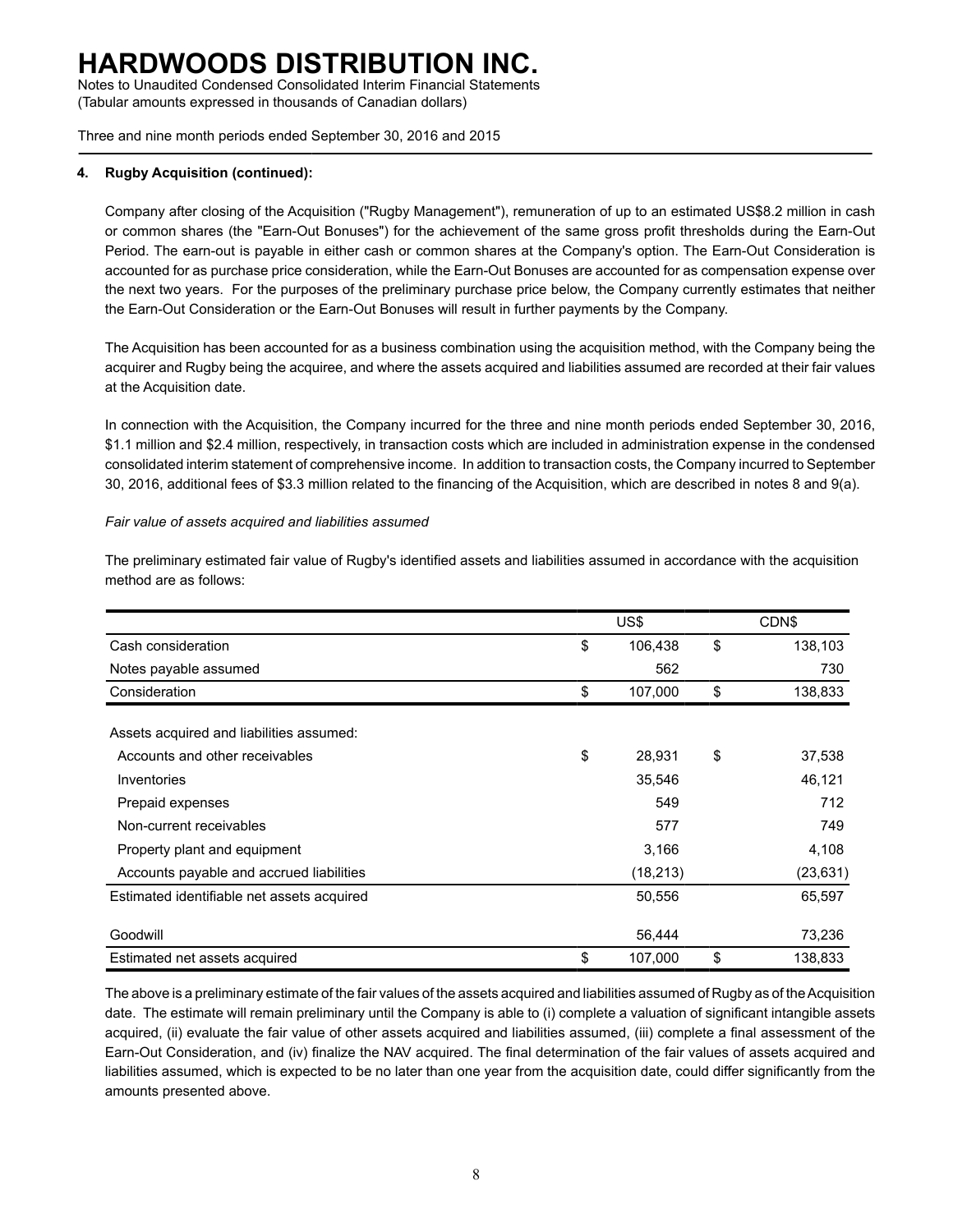### 4. Rugby Acquisition (continued):

Company after closing of the Acquisition ("Rugby Management"), remuneration of up to an estimated US$8.2 million in cash or common shares (the "Earn-Out Bonuses") for the achievement of the same gross profit thresholds during the Earn-Out Period. The earn-out is payable in either cash or common shares at the Company's option. The Earn-Out Consideration is accounted for as purchase price consideration, while the Earn-Out Bonuses are accounted for as compensation expense over the next two years. For the purposes of the preliminary purchase price below, the Company currently estimates that neither the Earn-Out Consideration or the Earn-Out Bonuses will result in further payments by the Company.

The Acquisition has been accounted for as a business combination using the acquisition method, with the Company being the acquirer and Rugby being the acquiree, and where the assets acquired and liabilities assumed are recorded at their fair values at the Acquisition date.

In connection with the Acquisition, the Company incurred for the three and nine month periods ended September 30, 2016, $1.1 million and $2.4 million, respectively, in transaction costs which are included in administration expense in the condensed consolidated interim statement of comprehensive income. In addition to transaction costs, the Company incurred to September 30, 2016, additional fees of $3.3 million related to the financing of the Acquisition, which are described in notes 8 and 9(a).

*Fair value of assets acquired and liabilities assumed*

The preliminary estimated fair value of Rugby's identified assets and liabilities assumed in accordance with the acquisition method are as follows:

| | US$ | CDN$ |
|---|---|---|
| Cash consideration | $ 106,438 | $ 138,103 |
| Notes payable assumed | 562 | 730 |
| Consideration | $ 107,000 | $ 138,833 |
| | | |
| Assets acquired and liabilities assumed: | | |
| Accounts and other receivables | $ 28,931 | $ 37,538 |
| Inventories | 35,546 | 46,121 |
| Prepaid expenses | 549 | 712 |
| Non-current receivables | 577 | 749 |
| Property plant and equipment | 3,166 | 4,108 |
| Accounts payable and accrued liabilities | (18,213) | (23,631) |
| Estimated identifiable net assets acquired | 50,556 | 65,597 |
| | | |
| Goodwill | 56,444 | 73,236 |
| Estimated net assets acquired | $ 107,000 | $ 138,833 |

The above is a preliminary estimate of the fair values of the assets acquired and liabilities assumed of Rugby as of the Acquisition date. The estimate will remain preliminary until the Company is able to (i) complete a valuation of significant intangible assets acquired, (ii) evaluate the fair value of other assets acquired and liabilities assumed, (iii) complete a final assessment of the Earn-Out Consideration, and (iv) finalize the NAV acquired. The final determination of the fair values of assets acquired and liabilities assumed, which is expected to be no later than one year from the acquisition date, could differ significantly from the amounts presented above.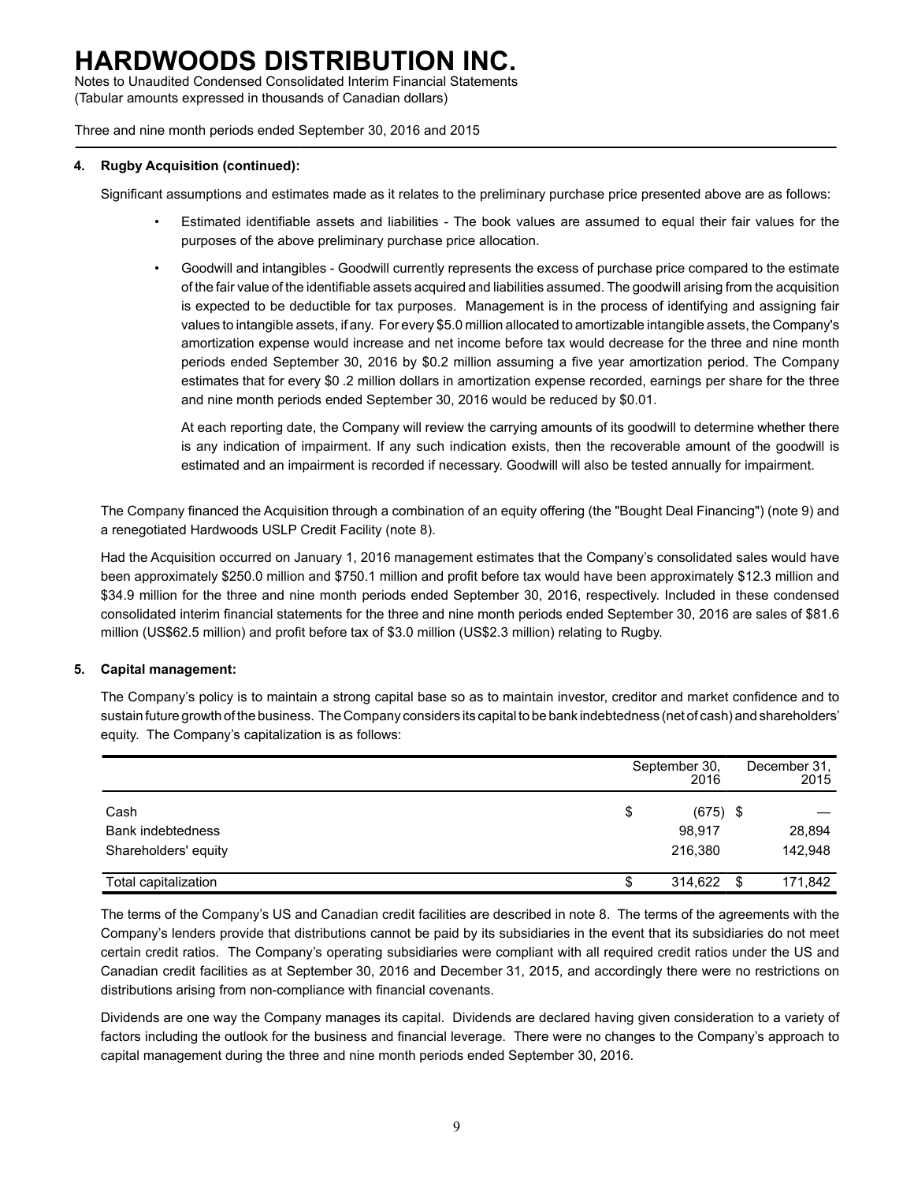### 4. Rugby Acquisition (continued):

Significant assumptions and estimates made as it relates to the preliminary purchase price presented above are as follows:

- Estimated identifiable assets and liabilities - The book values are assumed to equal their fair values for the purposes of the above preliminary purchase price allocation.
- Goodwill and intangibles - Goodwill currently represents the excess of purchase price compared to the estimate of the fair value of the identifiable assets acquired and liabilities assumed. The goodwill arising from the acquisition is expected to be deductible for tax purposes. Management is in the process of identifying and assigning fair values to intangible assets, if any. For every $5.0 million allocated to amortizable intangible assets, the Company's amortization expense would increase and net income before tax would decrease for the three and nine month periods ended September 30, 2016 by $0.2 million assuming a five year amortization period. The Company estimates that for every $0 .2 million dollars in amortization expense recorded, earnings per share for the three and nine month periods ended September 30, 2016 would be reduced by $0.01.

  At each reporting date, the Company will review the carrying amounts of its goodwill to determine whether there is any indication of impairment. If any such indication exists, then the recoverable amount of the goodwill is estimated and an impairment is recorded if necessary. Goodwill will also be tested annually for impairment.

The Company financed the Acquisition through a combination of an equity offering (the "Bought Deal Financing") (note 9) and a renegotiated Hardwoods USLP Credit Facility (note 8).

Had the Acquisition occurred on January 1, 2016 management estimates that the Company's consolidated sales would have been approximately $250.0 million and $750.1 million and profit before tax would have been approximately $12.3 million and $34.9 million for the three and nine month periods ended September 30, 2016, respectively. Included in these condensed consolidated interim financial statements for the three and nine month periods ended September 30, 2016 are sales of $81.6 million (US$62.5 million) and profit before tax of $3.0 million (US$2.3 million) relating to Rugby.

### 5. Capital management:

The Company's policy is to maintain a strong capital base so as to maintain investor, creditor and market confidence and to sustain future growth of the business. The Company considers its capital to be bank indebtedness (net of cash) and shareholders' equity. The Company's capitalization is as follows:

| | September 30, 2016 | December 31, 2015 |
|---|---|---|
| Cash | $ (675) | $ — |
| Bank indebtedness | 98,917 | 28,894 |
| Shareholders' equity | 216,380 | 142,948 |
| Total capitalization | $ 314,622 | $ 171,842 |

The terms of the Company's US and Canadian credit facilities are described in note 8. The terms of the agreements with the Company's lenders provide that distributions cannot be paid by its subsidiaries in the event that its subsidiaries do not meet certain credit ratios. The Company's operating subsidiaries were compliant with all required credit ratios under the US and Canadian credit facilities as at September 30, 2016 and December 31, 2015, and accordingly there were no restrictions on distributions arising from non-compliance with financial covenants.

Dividends are one way the Company manages its capital. Dividends are declared having given consideration to a variety of factors including the outlook for the business and financial leverage. There were no changes to the Company's approach to capital management during the three and nine month periods ended September 30, 2016.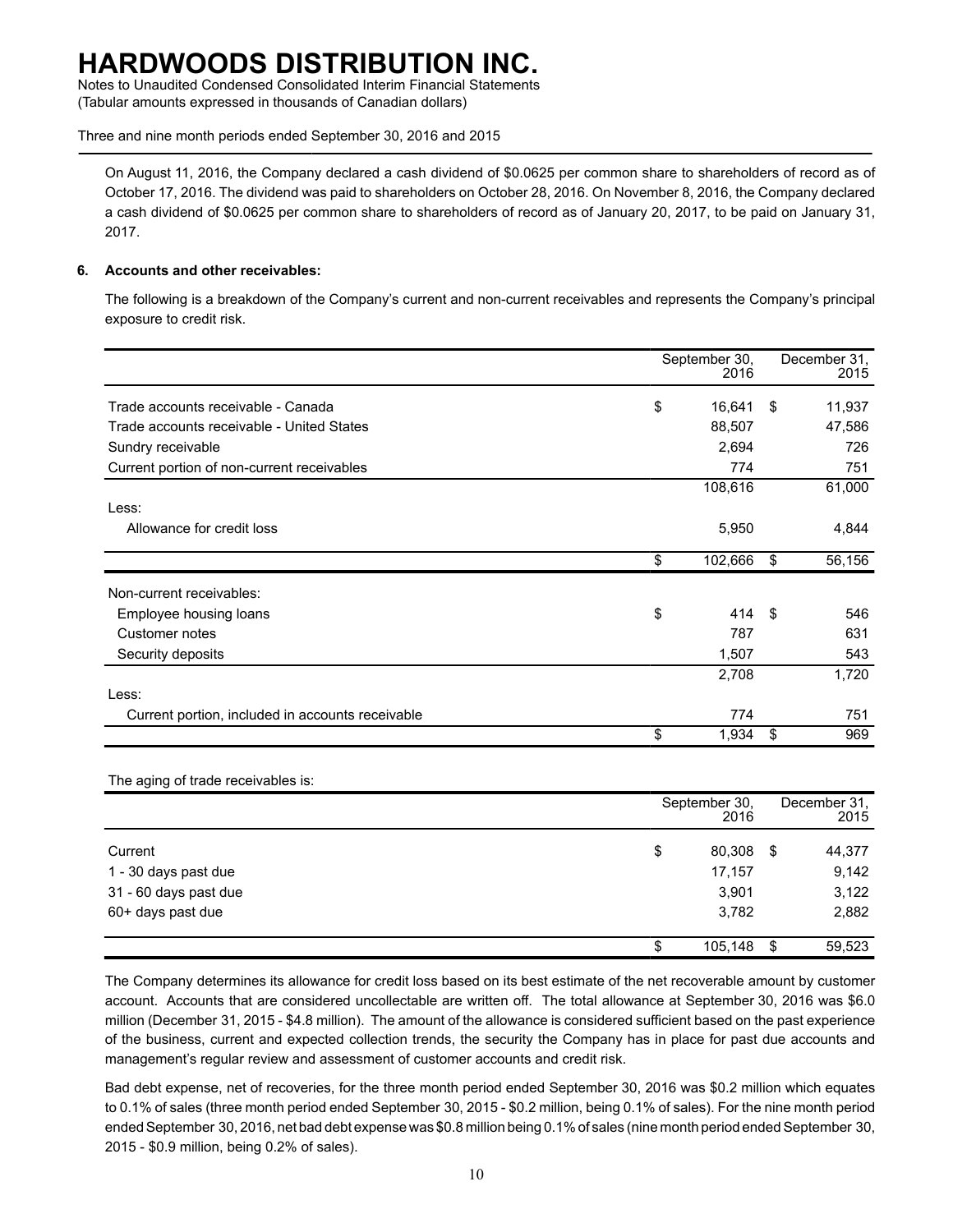On August 11, 2016, the Company declared a cash dividend of $0.0625 per common share to shareholders of record as of October 17, 2016. The dividend was paid to shareholders on October 28, 2016. On November 8, 2016, the Company declared a cash dividend of $0.0625 per common share to shareholders of record as of January 20, 2017, to be paid on January 31, 2017.

**6. Accounts and other receivables:**

The following is a breakdown of the Company's current and non-current receivables and represents the Company's principal exposure to credit risk.

| | September 30, 2016 | December 31, 2015 |
|---|---|---|
| Trade accounts receivable - Canada | $ 16,641 | $ 11,937 |
| Trade accounts receivable - United States | 88,507 | 47,586 |
| Sundry receivable | 2,694 | 726 |
| Current portion of non-current receivables | 774 | 751 |
| | 108,616 | 61,000 |
| Less: | | |
| Allowance for credit loss | 5,950 | 4,844 |
| | $ 102,666 | $ 56,156 |
| Non-current receivables: | | |
| Employee housing loans | $ 414 | $ 546 |
| Customer notes | 787 | 631 |
| Security deposits | 1,507 | 543 |
| | 2,708 | 1,720 |
| Less: | | |
| Current portion, included in accounts receivable | 774 | 751 |
| | $ 1,934 | $ 969 |

The aging of trade receivables is:

| | September 30, 2016 | December 31, 2015 |
|---|---|---|
| Current | $ 80,308 | $ 44,377 |
| 1 - 30 days past due | 17,157 | 9,142 |
| 31 - 60 days past due | 3,901 | 3,122 |
| 60+ days past due | 3,782 | 2,882 |
| | $ 105,148 | $ 59,523 |

The Company determines its allowance for credit loss based on its best estimate of the net recoverable amount by customer account. Accounts that are considered uncollectable are written off. The total allowance at September 30, 2016 was $6.0 million (December 31, 2015 - $4.8 million). The amount of the allowance is considered sufficient based on the past experience of the business, current and expected collection trends, the security the Company has in place for past due accounts and management's regular review and assessment of customer accounts and credit risk.

Bad debt expense, net of recoveries, for the three month period ended September 30, 2016 was $0.2 million which equates to 0.1% of sales (three month period ended September 30, 2015 - $0.2 million, being 0.1% of sales). For the nine month period ended September 30, 2016, net bad debt expense was $0.8 million being 0.1% of sales (nine month period ended September 30, 2015 - $0.9 million, being 0.2% of sales).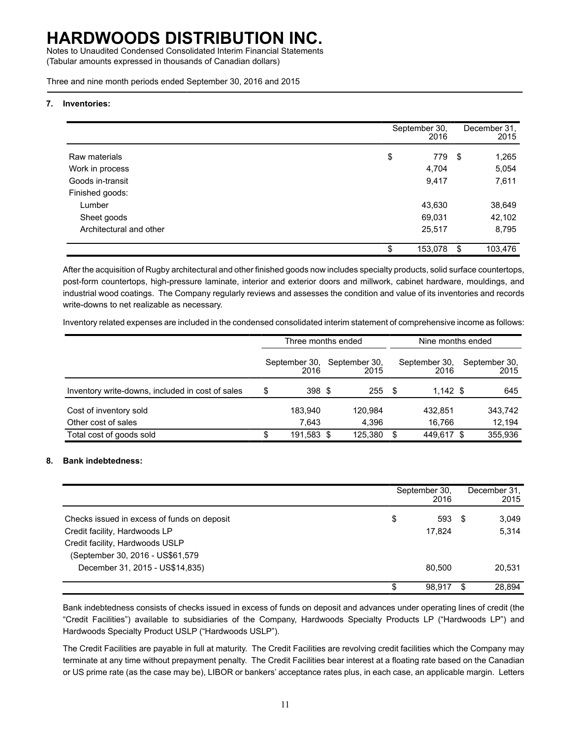### 7. Inventories:

| | September 30, 2016 | December 31, 2015 |
|---|---|---|
| Raw materials | $ 779 | $ 1,265 |
| Work in process | 4,704 | 5,054 |
| Goods in-transit | 9,417 | 7,611 |
| Finished goods: | | |
| Lumber | 43,630 | 38,649 |
| Sheet goods | 69,031 | 42,102 |
| Architectural and other | 25,517 | 8,795 |
| | $ 153,078 | $ 103,476 |

After the acquisition of Rugby architectural and other finished goods now includes specialty products, solid surface countertops, post-form countertops, high-pressure laminate, interior and exterior doors and millwork, cabinet hardware, mouldings, and industrial wood coatings. The Company regularly reviews and assesses the condition and value of its inventories and records write-downs to net realizable as necessary.

Inventory related expenses are included in the condensed consolidated interim statement of comprehensive income as follows:

| | Three months ended | | Nine months ended | |
|---|---|---|---|---|
| | September 30, 2016 | September 30, 2015 | September 30, 2016 | September 30, 2015 |
| Inventory write-downs, included in cost of sales | $ 398 | $ 255 | $ 1,142 | $ 645 |
| Cost of inventory sold | 183,940 | 120,984 | 432,851 | 343,742 |
| Other cost of sales | 7,643 | 4,396 | 16,766 | 12,194 |
| Total cost of goods sold | $ 191,583 | $ 125,380 | $ 449,617 | $ 355,936 |

### 8. Bank indebtedness:

| | September 30, 2016 | December 31, 2015 |
|---|---|---|
| Checks issued in excess of funds on deposit | $ 593 | $ 3,049 |
| Credit facility, Hardwoods LP | 17,824 | 5,314 |
| Credit facility, Hardwoods USLP | | |
| (September 30, 2016 - US$61,579 | | |
| December 31, 2015 - US$14,835) | 80,500 | 20,531 |
| | $ 98,917 | $ 28,894 |

Bank indebtedness consists of checks issued in excess of funds on deposit and advances under operating lines of credit (the "Credit Facilities") available to subsidiaries of the Company, Hardwoods Specialty Products LP ("Hardwoods LP") and Hardwoods Specialty Product USLP ("Hardwoods USLP").

The Credit Facilities are payable in full at maturity. The Credit Facilities are revolving credit facilities which the Company may terminate at any time without prepayment penalty. The Credit Facilities bear interest at a floating rate based on the Canadian or US prime rate (as the case may be), LIBOR or bankers' acceptance rates plus, in each case, an applicable margin. Letters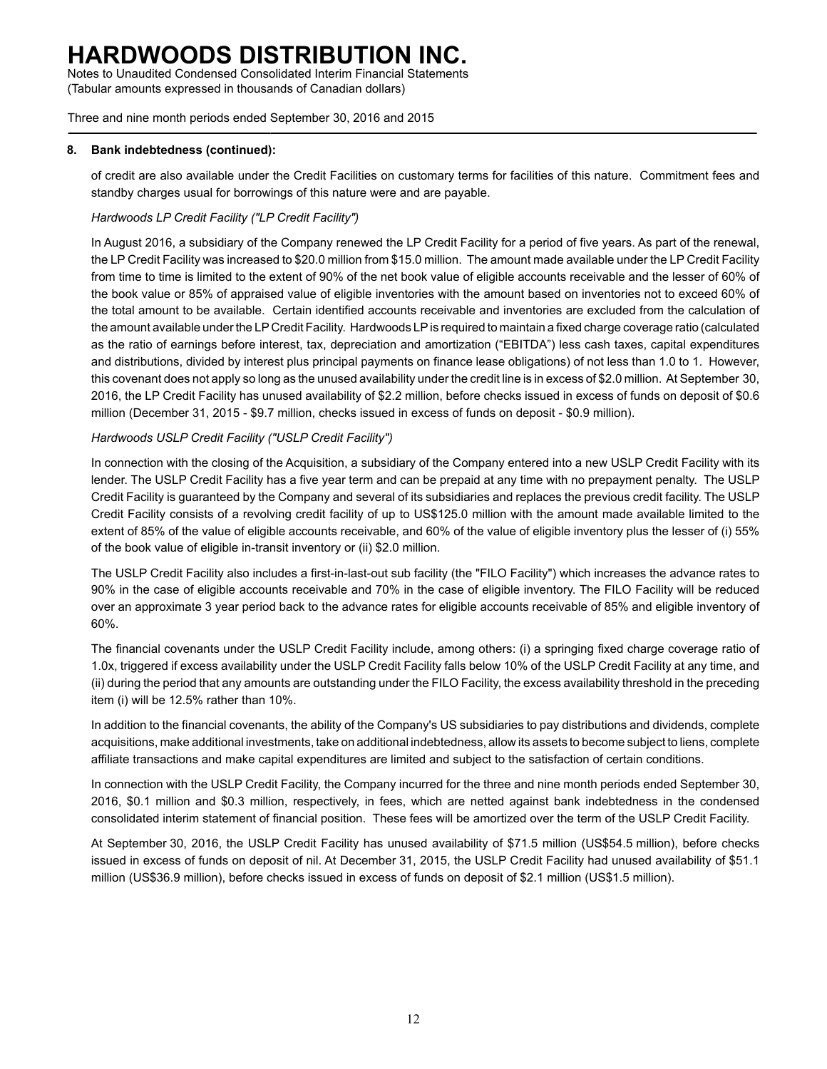## 8. Bank indebtedness (continued):

of credit are also available under the Credit Facilities on customary terms for facilities of this nature. Commitment fees and standby charges usual for borrowings of this nature were and are payable.

*Hardwoods LP Credit Facility ("LP Credit Facility")*

In August 2016, a subsidiary of the Company renewed the LP Credit Facility for a period of five years. As part of the renewal, the LP Credit Facility was increased to $20.0 million from $15.0 million. The amount made available under the LP Credit Facility from time to time is limited to the extent of 90% of the net book value of eligible accounts receivable and the lesser of 60% of the book value or 85% of appraised value of eligible inventories with the amount based on inventories not to exceed 60% of the total amount to be available. Certain identified accounts receivable and inventories are excluded from the calculation of the amount available under the LP Credit Facility. Hardwoods LP is required to maintain a fixed charge coverage ratio (calculated as the ratio of earnings before interest, tax, depreciation and amortization ("EBITDA") less cash taxes, capital expenditures and distributions, divided by interest plus principal payments on finance lease obligations) of not less than 1.0 to 1. However, this covenant does not apply so long as the unused availability under the credit line is in excess of $2.0 million. At September 30, 2016, the LP Credit Facility has unused availability of $2.2 million, before checks issued in excess of funds on deposit of $0.6 million (December 31, 2015 - $9.7 million, checks issued in excess of funds on deposit - $0.9 million).

*Hardwoods USLP Credit Facility ("USLP Credit Facility")*

In connection with the closing of the Acquisition, a subsidiary of the Company entered into a new USLP Credit Facility with its lender. The USLP Credit Facility has a five year term and can be prepaid at any time with no prepayment penalty. The USLP Credit Facility is guaranteed by the Company and several of its subsidiaries and replaces the previous credit facility. The USLP Credit Facility consists of a revolving credit facility of up to US$125.0 million with the amount made available limited to the extent of 85% of the value of eligible accounts receivable, and 60% of the value of eligible inventory plus the lesser of (i) 55% of the book value of eligible in-transit inventory or (ii) $2.0 million.

The USLP Credit Facility also includes a first-in-last-out sub facility (the "FILO Facility") which increases the advance rates to 90% in the case of eligible accounts receivable and 70% in the case of eligible inventory. The FILO Facility will be reduced over an approximate 3 year period back to the advance rates for eligible accounts receivable of 85% and eligible inventory of 60%.

The financial covenants under the USLP Credit Facility include, among others: (i) a springing fixed charge coverage ratio of 1.0x, triggered if excess availability under the USLP Credit Facility falls below 10% of the USLP Credit Facility at any time, and (ii) during the period that any amounts are outstanding under the FILO Facility, the excess availability threshold in the preceding item (i) will be 12.5% rather than 10%.

In addition to the financial covenants, the ability of the Company's US subsidiaries to pay distributions and dividends, complete acquisitions, make additional investments, take on additional indebtedness, allow its assets to become subject to liens, complete affiliate transactions and make capital expenditures are limited and subject to the satisfaction of certain conditions.

In connection with the USLP Credit Facility, the Company incurred for the three and nine month periods ended September 30, 2016, $0.1 million and $0.3 million, respectively, in fees, which are netted against bank indebtedness in the condensed consolidated interim statement of financial position. These fees will be amortized over the term of the USLP Credit Facility.

At September 30, 2016, the USLP Credit Facility has unused availability of $71.5 million (US$54.5 million), before checks issued in excess of funds on deposit of nil. At December 31, 2015, the USLP Credit Facility had unused availability of $51.1 million (US$36.9 million), before checks issued in excess of funds on deposit of $2.1 million (US$1.5 million).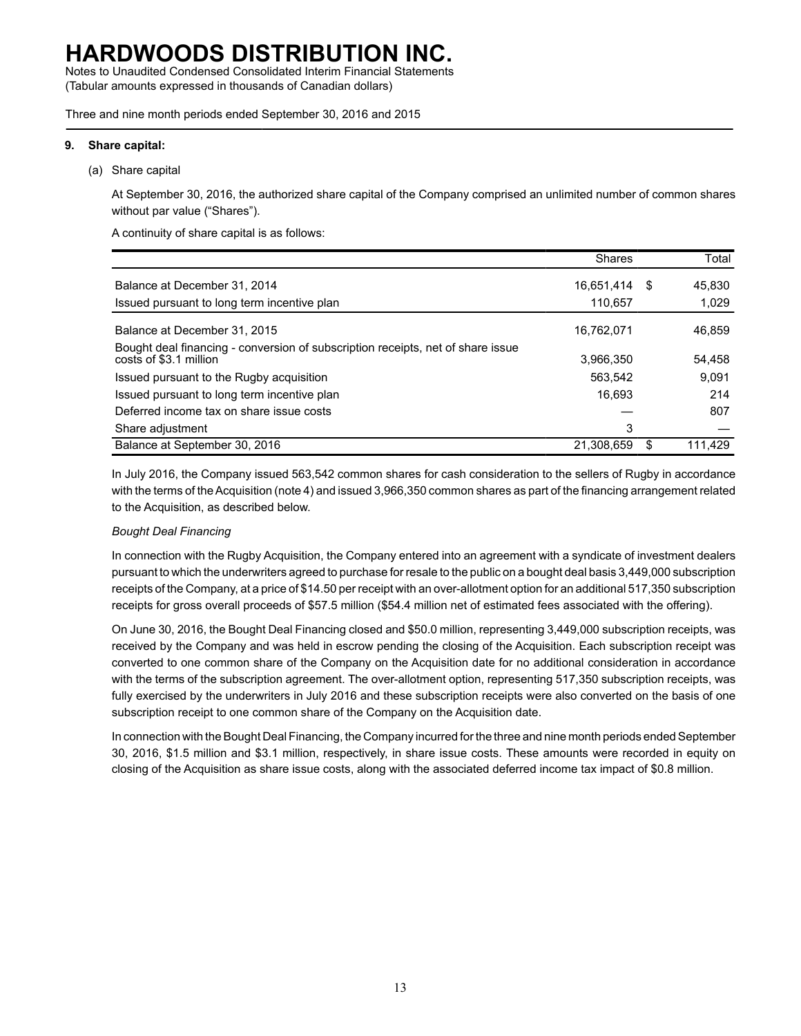# HARDWOODS DISTRIBUTION INC.

Notes to Unaudited Condensed Consolidated Interim Financial Statements
(Tabular amounts expressed in thousands of Canadian dollars)

Three and nine month periods ended September 30, 2016 and 2015

## 9. Share capital:

(a) Share capital

At September 30, 2016, the authorized share capital of the Company comprised an unlimited number of common shares without par value ("Shares").

A continuity of share capital is as follows:

| | Shares | | Total |
|---|---|---|---|
| Balance at December 31, 2014 | 16,651,414 | $ | 45,830 |
| Issued pursuant to long term incentive plan | 110,657 | | 1,029 |
| Balance at December 31, 2015 | 16,762,071 | | 46,859 |
| Bought deal financing - conversion of subscription receipts, net of share issue costs of $3.1 million | 3,966,350 | | 54,458 |
| Issued pursuant to the Rugby acquisition | 563,542 | | 9,091 |
| Issued pursuant to long term incentive plan | 16,693 | | 214 |
| Deferred income tax on share issue costs | — | | 807 |
| Share adjustment | 3 | | — |
| Balance at September 30, 2016 | 21,308,659 | $ | 111,429 |

In July 2016, the Company issued 563,542 common shares for cash consideration to the sellers of Rugby in accordance with the terms of the Acquisition (note 4) and issued 3,966,350 common shares as part of the financing arrangement related to the Acquisition, as described below.

*Bought Deal Financing*

In connection with the Rugby Acquisition, the Company entered into an agreement with a syndicate of investment dealers pursuant to which the underwriters agreed to purchase for resale to the public on a bought deal basis 3,449,000 subscription receipts of the Company, at a price of $14.50 per receipt with an over-allotment option for an additional 517,350 subscription receipts for gross overall proceeds of $57.5 million ($54.4 million net of estimated fees associated with the offering).

On June 30, 2016, the Bought Deal Financing closed and $50.0 million, representing 3,449,000 subscription receipts, was received by the Company and was held in escrow pending the closing of the Acquisition. Each subscription receipt was converted to one common share of the Company on the Acquisition date for no additional consideration in accordance with the terms of the subscription agreement. The over-allotment option, representing 517,350 subscription receipts, was fully exercised by the underwriters in July 2016 and these subscription receipts were also converted on the basis of one subscription receipt to one common share of the Company on the Acquisition date.

In connection with the Bought Deal Financing, the Company incurred for the three and nine month periods ended September 30, 2016, $1.5 million and $3.1 million, respectively, in share issue costs. These amounts were recorded in equity on closing of the Acquisition as share issue costs, along with the associated deferred income tax impact of $0.8 million.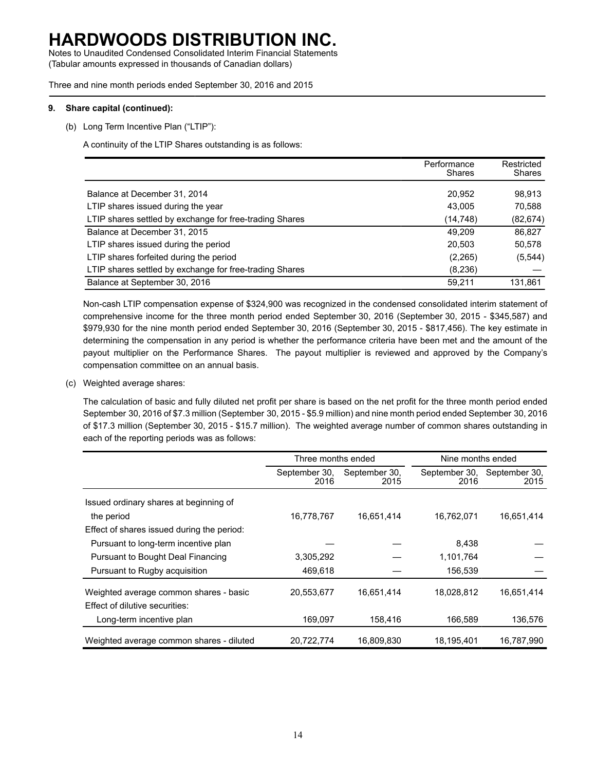# HARDWOODS DISTRIBUTION INC.

Notes to Unaudited Condensed Consolidated Interim Financial Statements
(Tabular amounts expressed in thousands of Canadian dollars)

Three and nine month periods ended September 30, 2016 and 2015

**9. Share capital (continued):**

(b) Long Term Incentive Plan ("LTIP"):

A continuity of the LTIP Shares outstanding is as follows:

| | Performance Shares | Restricted Shares |
|---|---|---|
| Balance at December 31, 2014 | 20,952 | 98,913 |
| LTIP shares issued during the year | 43,005 | 70,588 |
| LTIP shares settled by exchange for free-trading Shares | (14,748) | (82,674) |
| Balance at December 31, 2015 | 49,209 | 86,827 |
| LTIP shares issued during the period | 20,503 | 50,578 |
| LTIP shares forfeited during the period | (2,265) | (5,544) |
| LTIP shares settled by exchange for free-trading Shares | (8,236) | — |
| Balance at September 30, 2016 | 59,211 | 131,861 |

Non-cash LTIP compensation expense of $324,900 was recognized in the condensed consolidated interim statement of comprehensive income for the three month period ended September 30, 2016 (September 30, 2015 - $345,587) and $979,930 for the nine month period ended September 30, 2016 (September 30, 2015 - $817,456). The key estimate in determining the compensation in any period is whether the performance criteria have been met and the amount of the payout multiplier on the Performance Shares. The payout multiplier is reviewed and approved by the Company's compensation committee on an annual basis.

(c) Weighted average shares:

The calculation of basic and fully diluted net profit per share is based on the net profit for the three month period ended September 30, 2016 of $7.3 million (September 30, 2015 - $5.9 million) and nine month period ended September 30, 2016 of $17.3 million (September 30, 2015 - $15.7 million). The weighted average number of common shares outstanding in each of the reporting periods was as follows:

| | Three months ended | | Nine months ended | |
|---|---|---|---|---|
| | September 30, 2016 | September 30, 2015 | September 30, 2016 | September 30, 2015 |
| Issued ordinary shares at beginning of the period | 16,778,767 | 16,651,414 | 16,762,071 | 16,651,414 |
| Effect of shares issued during the period: | | | | |
| Pursuant to long-term incentive plan | — | — | 8,438 | — |
| Pursuant to Bought Deal Financing | 3,305,292 | — | 1,101,764 | — |
| Pursuant to Rugby acquisition | 469,618 | — | 156,539 | — |
| Weighted average common shares - basic | 20,553,677 | 16,651,414 | 18,028,812 | 16,651,414 |
| Effect of dilutive securities: | | | | |
| Long-term incentive plan | 169,097 | 158,416 | 166,589 | 136,576 |
| Weighted average common shares - diluted | 20,722,774 | 16,809,830 | 18,195,401 | 16,787,990 |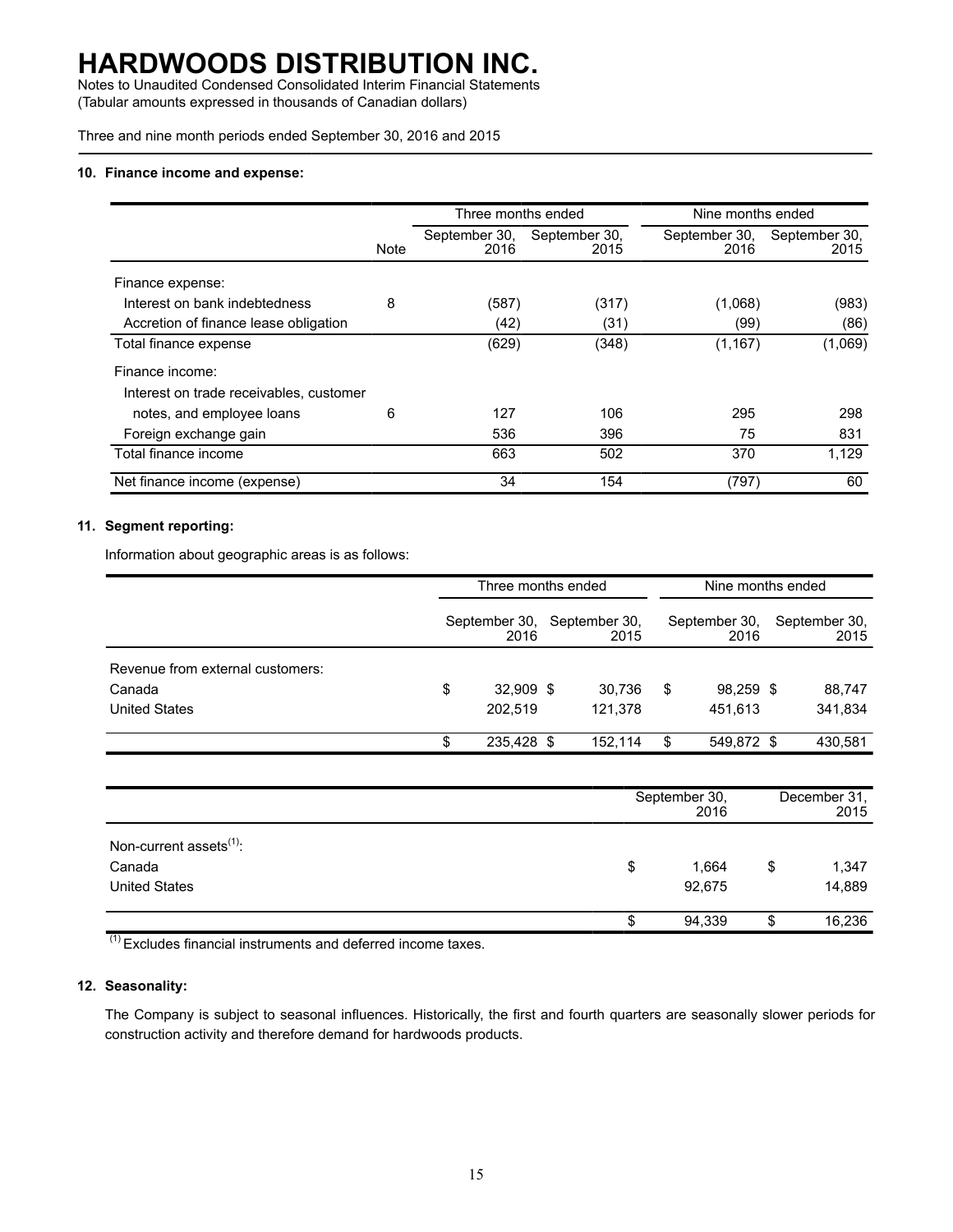# HARDWOODS DISTRIBUTION INC.

Notes to Unaudited Condensed Consolidated Interim Financial Statements
(Tabular amounts expressed in thousands of Canadian dollars)

Three and nine month periods ended September 30, 2016 and 2015

### 10. Finance income and expense:

| | | Three months ended | | Nine months ended | |
|---|---|---|---|---|---|
| | Note | September 30, 2016 | September 30, 2015 | September 30, 2016 | September 30, 2015 |
| Finance expense: | | | | | |
| Interest on bank indebtedness | 8 | (587) | (317) | (1,068) | (983) |
| Accretion of finance lease obligation | | (42) | (31) | (99) | (86) |
| Total finance expense | | (629) | (348) | (1,167) | (1,069) |
| Finance income: | | | | | |
| Interest on trade receivables, customer notes, and employee loans | 6 | 127 | 106 | 295 | 298 |
| Foreign exchange gain | | 536 | 396 | 75 | 831 |
| Total finance income | | 663 | 502 | 370 | 1,129 |
| Net finance income (expense) | | 34 | 154 | (797) | 60 |

### 11. Segment reporting:

Information about geographic areas is as follows:

| | Three months ended | | Nine months ended | |
|---|---|---|---|---|
| | September 30, 2016 | September 30, 2015 | September 30, 2016 | September 30, 2015 |
| Revenue from external customers: | | | | |
| Canada | $ 32,909 | $ 30,736 | $ 98,259 | $ 88,747 |
| United States | 202,519 | 121,378 | 451,613 | 341,834 |
| | $ 235,428 | $ 152,114 | $ 549,872 | $ 430,581 |

| | September 30, 2016 | December 31, 2015 |
|---|---|---|
| Non-current assets[(1)]: | | |
| Canada | $ 1,664 | $ 1,347 |
| United States | 92,675 | 14,889 |
| | $ 94,339 | $ 16,236 |

[(1)] Excludes financial instruments and deferred income taxes.

### 12. Seasonality:

The Company is subject to seasonal influences. Historically, the first and fourth quarters are seasonally slower periods for construction activity and therefore demand for hardwoods products.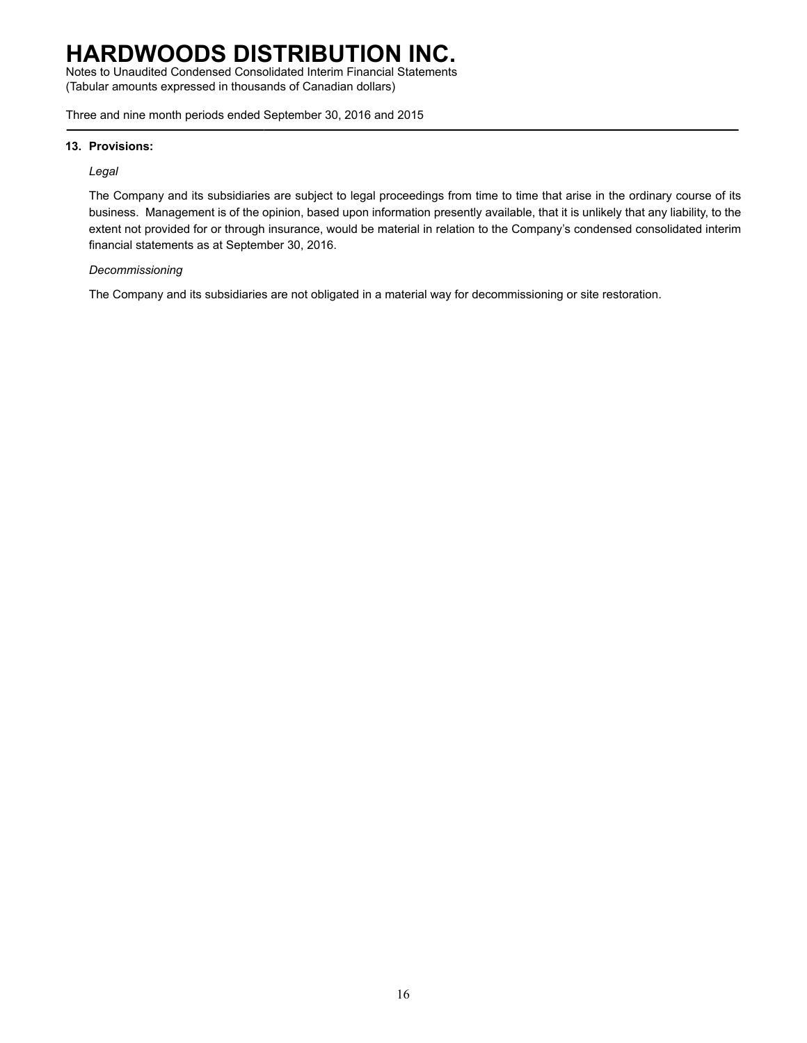### 13. Provisions:

*Legal*

The Company and its subsidiaries are subject to legal proceedings from time to time that arise in the ordinary course of its business. Management is of the opinion, based upon information presently available, that it is unlikely that any liability, to the extent not provided for or through insurance, would be material in relation to the Company's condensed consolidated interim financial statements as at September 30, 2016.

*Decommissioning*

The Company and its subsidiaries are not obligated in a material way for decommissioning or site restoration.